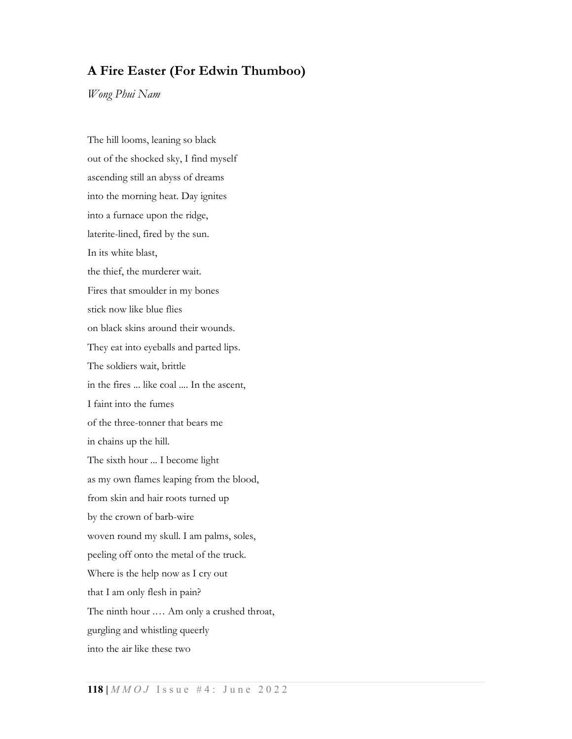## A Fire Easter (For Edwin Thumboo)

*Wong Phui Nam*

The hill looms, leaning so black
out of the shocked sky, I find myself
ascending still an abyss of dreams
into the morning heat. Day ignites
into a furnace upon the ridge,
laterite-lined, fired by the sun.
In its white blast,
the thief, the murderer wait.
Fires that smoulder in my bones
stick now like blue flies
on black skins around their wounds.
They eat into eyeballs and parted lips.
The soldiers wait, brittle
in the fires ... like coal .... In the ascent,
I faint into the fumes
of the three-tonner that bears me
in chains up the hill.
The sixth hour ... I become light
as my own flames leaping from the blood,
from skin and hair roots turned up
by the crown of barb-wire
woven round my skull. I am palms, soles,
peeling off onto the metal of the truck.
Where is the help now as I cry out
that I am only flesh in pain?
The ninth hour .… Am only a crushed throat,
gurgling and whistling queerly
into the air like these two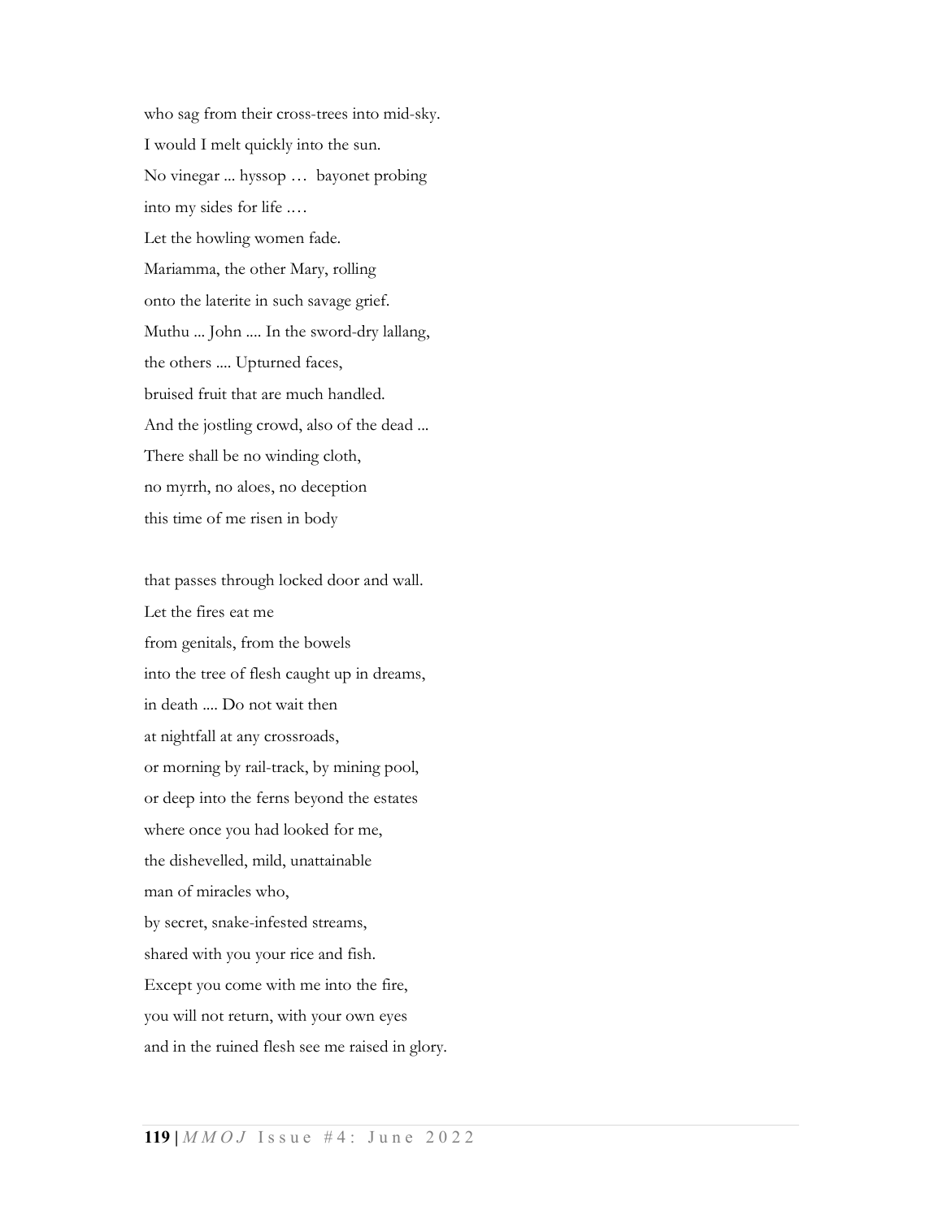who sag from their cross-trees into mid-sky.  
I would I melt quickly into the sun.  
No vinegar ... hyssop … bayonet probing  
into my sides for life .…  
Let the howling women fade.  
Mariamma, the other Mary, rolling  
onto the laterite in such savage grief.  
Muthu ... John .... In the sword-dry lallang,  
the others .... Upturned faces,  
bruised fruit that are much handled.  
And the jostling crowd, also of the dead ...  
There shall be no winding cloth,  
no myrrh, no aloes, no deception  
this time of me risen in body

that passes through locked door and wall.  
Let the fires eat me  
from genitals, from the bowels  
into the tree of flesh caught up in dreams,  
in death .... Do not wait then  
at nightfall at any crossroads,  
or morning by rail-track, by mining pool,  
or deep into the ferns beyond the estates  
where once you had looked for me,  
the dishevelled, mild, unattainable  
man of miracles who,  
by secret, snake-infested streams,  
shared with you your rice and fish.  
Except you come with me into the fire,  
you will not return, with your own eyes  
and in the ruined flesh see me raised in glory.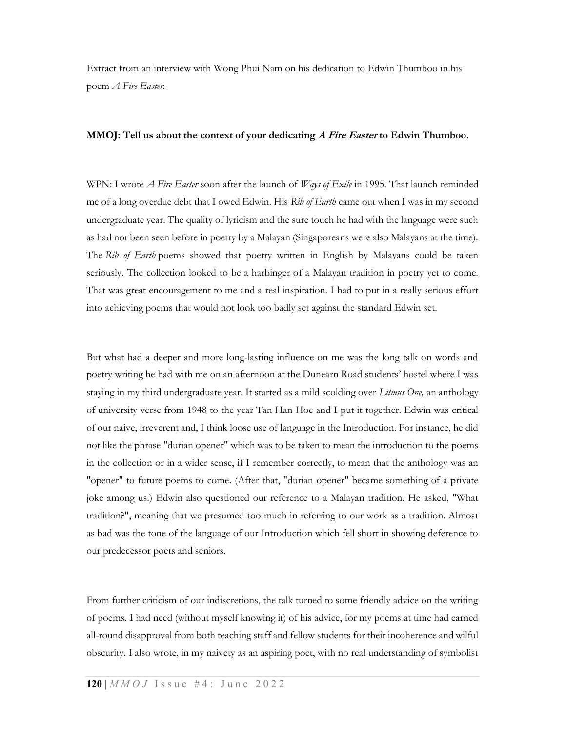Extract from an interview with Wong Phui Nam on his dedication to Edwin Thumboo in his poem *A Fire Easter*.

**MMOJ: Tell us about the context of your dedicating *A Fire Easter* to Edwin Thumboo.**

WPN: I wrote *A Fire Easter* soon after the launch of *Ways of Exile* in 1995. That launch reminded me of a long overdue debt that I owed Edwin. His *Rib of Earth* came out when I was in my second undergraduate year. The quality of lyricism and the sure touch he had with the language were such as had not been seen before in poetry by a Malayan (Singaporeans were also Malayans at the time). The *Rib of Earth* poems showed that poetry written in English by Malayans could be taken seriously. The collection looked to be a harbinger of a Malayan tradition in poetry yet to come. That was great encouragement to me and a real inspiration. I had to put in a really serious effort into achieving poems that would not look too badly set against the standard Edwin set.

But what had a deeper and more long-lasting influence on me was the long talk on words and poetry writing he had with me on an afternoon at the Dunearn Road students' hostel where I was staying in my third undergraduate year. It started as a mild scolding over *Litmus One,* an anthology of university verse from 1948 to the year Tan Han Hoe and I put it together. Edwin was critical of our naive, irreverent and, I think loose use of language in the Introduction. For instance, he did not like the phrase "durian opener" which was to be taken to mean the introduction to the poems in the collection or in a wider sense, if I remember correctly, to mean that the anthology was an "opener" to future poems to come. (After that, "durian opener" became something of a private joke among us.) Edwin also questioned our reference to a Malayan tradition. He asked, "What tradition?", meaning that we presumed too much in referring to our work as a tradition. Almost as bad was the tone of the language of our Introduction which fell short in showing deference to our predecessor poets and seniors.

From further criticism of our indiscretions, the talk turned to some friendly advice on the writing of poems. I had need (without myself knowing it) of his advice, for my poems at time had earned all-round disapproval from both teaching staff and fellow students for their incoherence and wilful obscurity. I also wrote, in my naivety as an aspiring poet, with no real understanding of symbolist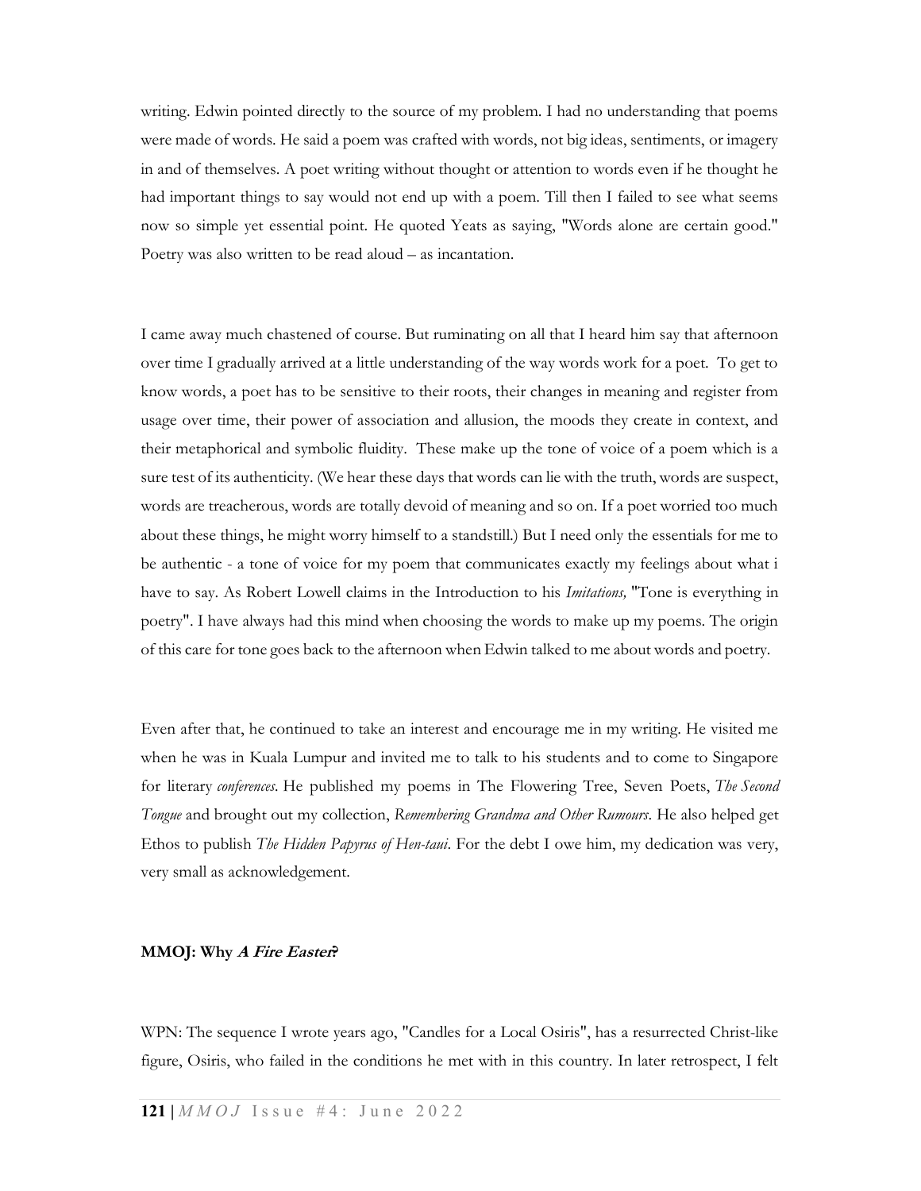writing. Edwin pointed directly to the source of my problem. I had no understanding that poems were made of words. He said a poem was crafted with words, not big ideas, sentiments, or imagery in and of themselves. A poet writing without thought or attention to words even if he thought he had important things to say would not end up with a poem. Till then I failed to see what seems now so simple yet essential point. He quoted Yeats as saying, "Words alone are certain good." Poetry was also written to be read aloud – as incantation.

I came away much chastened of course. But ruminating on all that I heard him say that afternoon over time I gradually arrived at a little understanding of the way words work for a poet. To get to know words, a poet has to be sensitive to their roots, their changes in meaning and register from usage over time, their power of association and allusion, the moods they create in context, and their metaphorical and symbolic fluidity. These make up the tone of voice of a poem which is a sure test of its authenticity. (We hear these days that words can lie with the truth, words are suspect, words are treacherous, words are totally devoid of meaning and so on. If a poet worried too much about these things, he might worry himself to a standstill.) But I need only the essentials for me to be authentic - a tone of voice for my poem that communicates exactly my feelings about what i have to say. As Robert Lowell claims in the Introduction to his *Imitations,* "Tone is everything in poetry". I have always had this mind when choosing the words to make up my poems. The origin of this care for tone goes back to the afternoon when Edwin talked to me about words and poetry.

Even after that, he continued to take an interest and encourage me in my writing. He visited me when he was in Kuala Lumpur and invited me to talk to his students and to come to Singapore for literary *conferences*. He published my poems in The Flowering Tree, Seven Poets, *The Second Tongue* and brought out my collection, *Remembering Grandma and Other Rumours*. He also helped get Ethos to publish *The Hidden Papyrus of Hen-taui*. For the debt I owe him, my dedication was very, very small as acknowledgement.

**MMOJ: Why *A Fire Eater*?**

WPN: The sequence I wrote years ago, "Candles for a Local Osiris", has a resurrected Christ-like figure, Osiris, who failed in the conditions he met with in this country. In later retrospect, I felt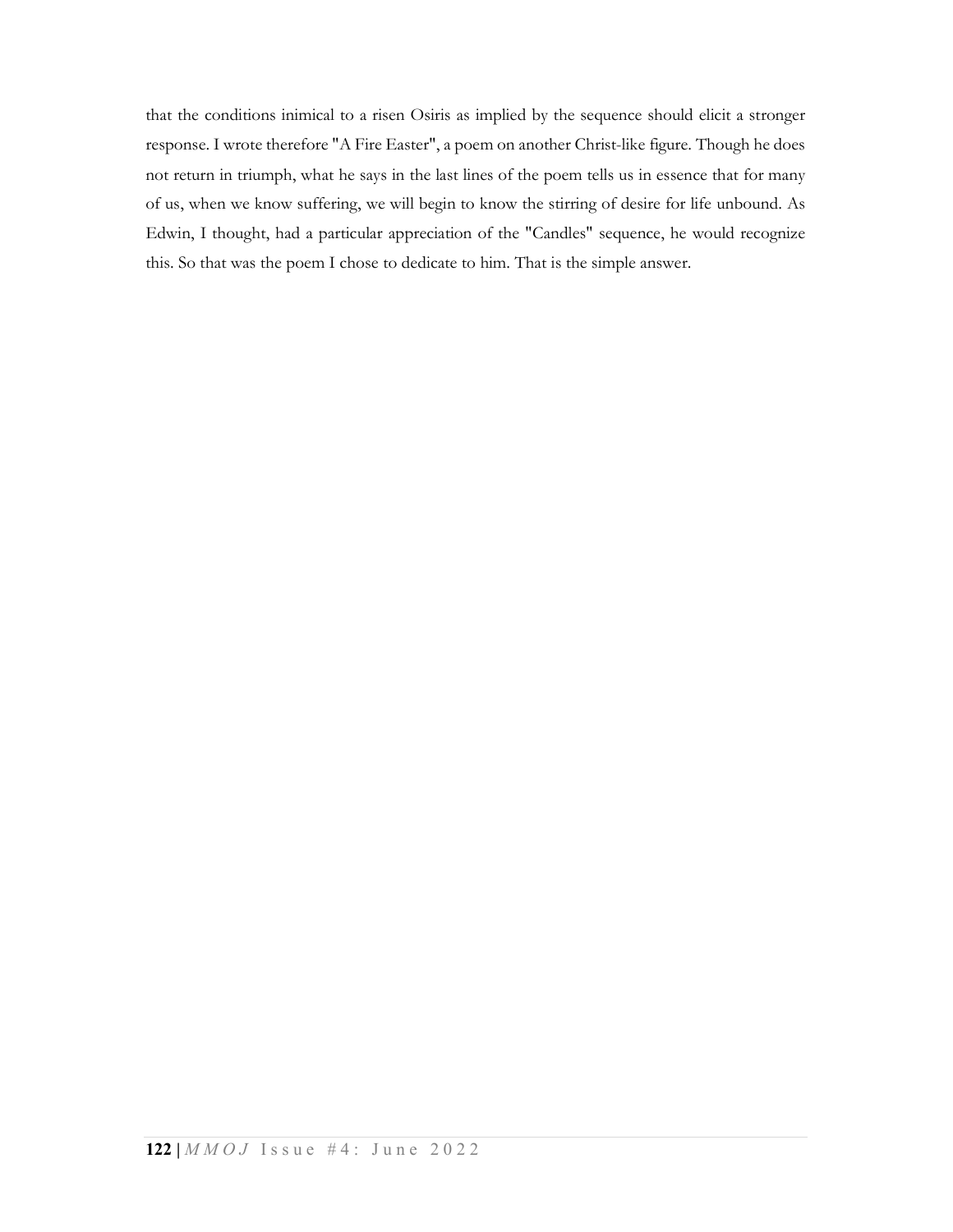that the conditions inimical to a risen Osiris as implied by the sequence should elicit a stronger response. I wrote therefore "A Fire Easter", a poem on another Christ-like figure. Though he does not return in triumph, what he says in the last lines of the poem tells us in essence that for many of us, when we know suffering, we will begin to know the stirring of desire for life unbound. As Edwin, I thought, had a particular appreciation of the "Candles" sequence, he would recognize this. So that was the poem I chose to dedicate to him. That is the simple answer.